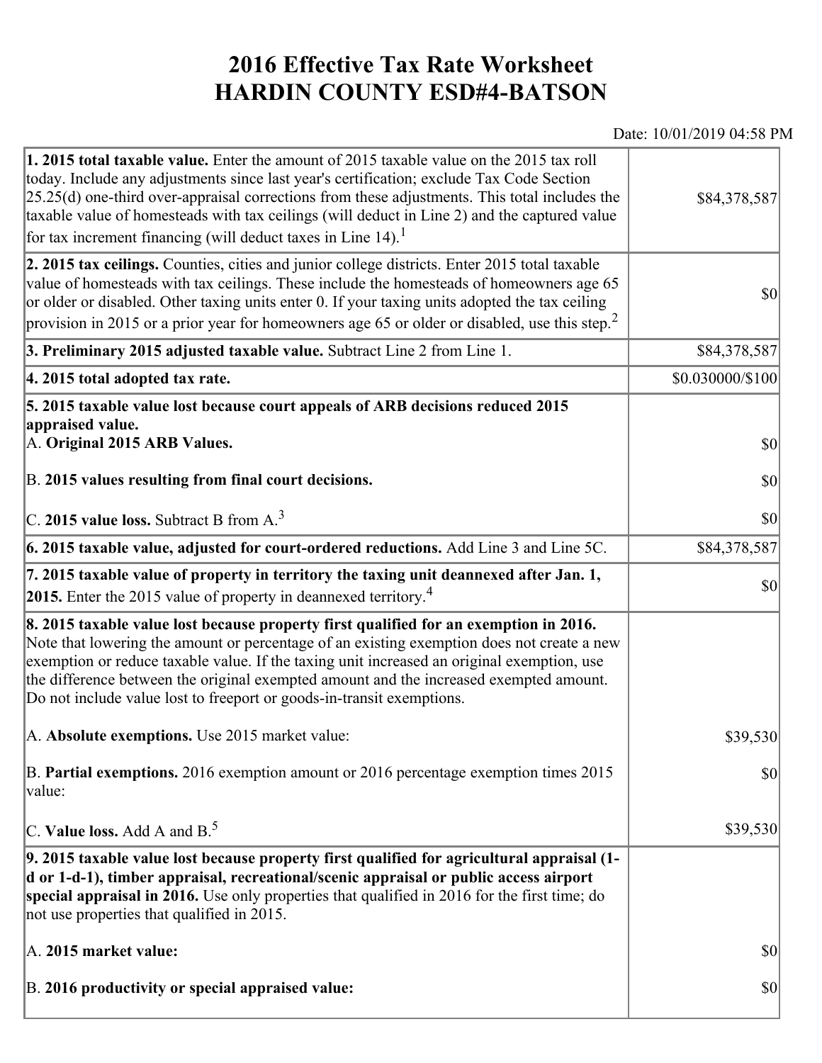# 2016 Effective Tax Rate Worksheet
# HARDIN COUNTY ESD#4-BATSON

Date: 10/01/2019 04:58 PM

| | |
|---|---|
| **1. 2015 total taxable value.** Enter the amount of 2015 taxable value on the 2015 tax roll today. Include any adjustments since last year's certification; exclude Tax Code Section 25.25(d) one-third over-appraisal corrections from these adjustments. This total includes the taxable value of homesteads with tax ceilings (will deduct in Line 2) and the captured value for tax increment financing (will deduct taxes in Line 14).[1] | $84,378,587 |
| **2. 2015 tax ceilings.** Counties, cities and junior college districts. Enter 2015 total taxable value of homesteads with tax ceilings. These include the homesteads of homeowners age 65 or older or disabled. Other taxing units enter 0. If your taxing units adopted the tax ceiling provision in 2015 or a prior year for homeowners age 65 or older or disabled, use this step.[2] | $0 |
| **3. Preliminary 2015 adjusted taxable value.** Subtract Line 2 from Line 1. | $84,378,587 |
| **4. 2015 total adopted tax rate.** | $0.030000/$100 |
| **5. 2015 taxable value lost because court appeals of ARB decisions reduced 2015 appraised value.** | |
| A. **Original 2015 ARB Values.** | $0 |
| B. **2015 values resulting from final court decisions.** | $0 |
| C. **2015 value loss.** Subtract B from A.[3] | $0 |
| **6. 2015 taxable value, adjusted for court-ordered reductions.** Add Line 3 and Line 5C. | $84,378,587 |
| **7. 2015 taxable value of property in territory the taxing unit deannexed after Jan. 1, 2015.** Enter the 2015 value of property in deannexed territory.[4] | $0 |
| **8. 2015 taxable value lost because property first qualified for an exemption in 2016.** Note that lowering the amount or percentage of an existing exemption does not create a new exemption or reduce taxable value. If the taxing unit increased an original exemption, use the difference between the original exempted amount and the increased exempted amount. Do not include value lost to freeport or goods-in-transit exemptions. | |
| A. **Absolute exemptions.** Use 2015 market value: | $39,530 |
| B. **Partial exemptions.** 2016 exemption amount or 2016 percentage exemption times 2015 value: | $0 |
| C. **Value loss.** Add A and B.[5] | $39,530 |
| **9. 2015 taxable value lost because property first qualified for agricultural appraisal (1-d or 1-d-1), timber appraisal, recreational/scenic appraisal or public access airport special appraisal in 2016.** Use only properties that qualified in 2016 for the first time; do not use properties that qualified in 2015. | |
| A. **2015 market value:** | $0 |
| B. **2016 productivity or special appraised value:** | $0 |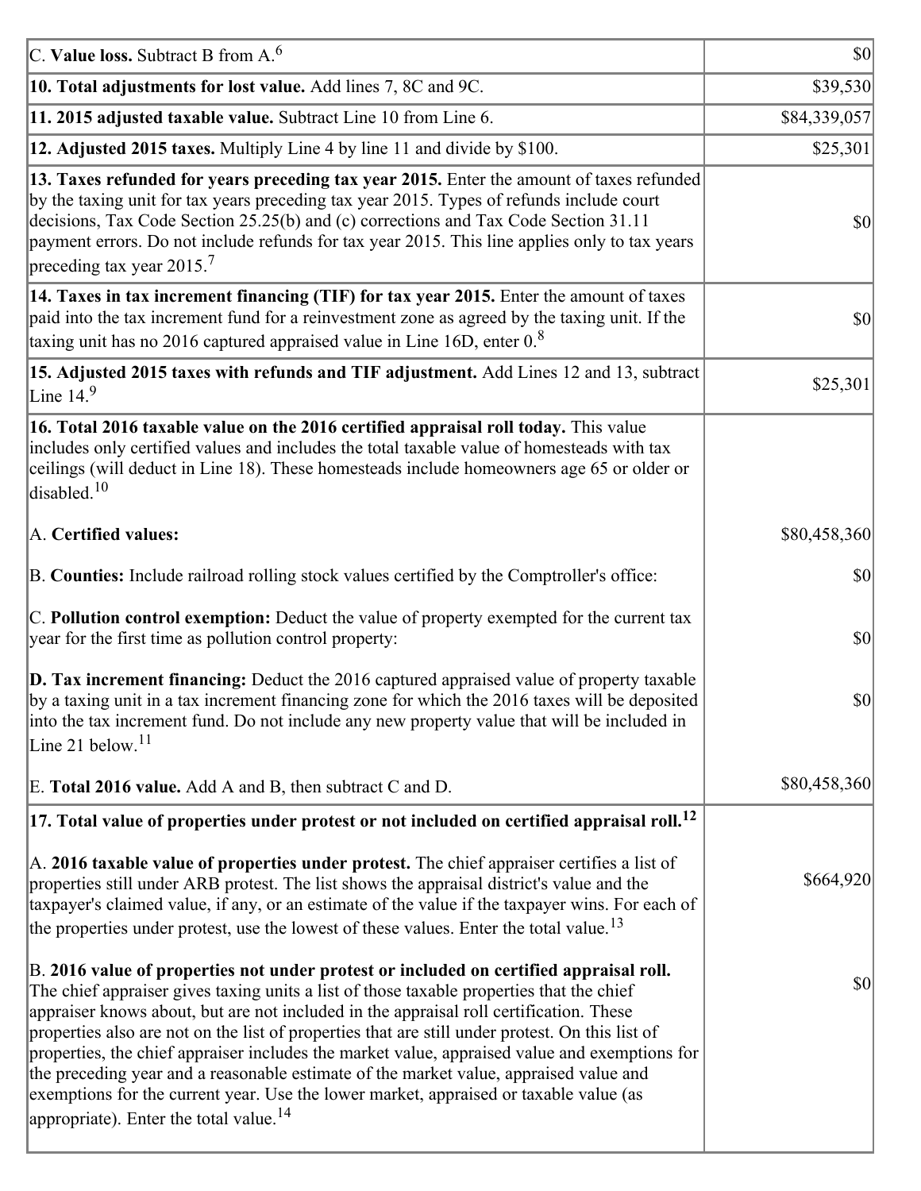| | |
|---|---|
| C. **Value loss.** Subtract B from A.[6] | $0 |
| **10. Total adjustments for lost value.** Add lines 7, 8C and 9C. | $39,530 |
| **11. 2015 adjusted taxable value.** Subtract Line 10 from Line 6. | $84,339,057 |
| **12. Adjusted 2015 taxes.** Multiply Line 4 by line 11 and divide by $100. | $25,301 |
| **13. Taxes refunded for years preceding tax year 2015.** Enter the amount of taxes refunded by the taxing unit for tax years preceding tax year 2015. Types of refunds include court decisions, Tax Code Section 25.25(b) and (c) corrections and Tax Code Section 31.11 payment errors. Do not include refunds for tax year 2015. This line applies only to tax years preceding tax year 2015.[7] | $0 |
| **14. Taxes in tax increment financing (TIF) for tax year 2015.** Enter the amount of taxes paid into the tax increment fund for a reinvestment zone as agreed by the taxing unit. If the taxing unit has no 2016 captured appraised value in Line 16D, enter 0.[8] | $0 |
| **15. Adjusted 2015 taxes with refunds and TIF adjustment.** Add Lines 12 and 13, subtract Line 14.[9] | $25,301 |
| **16. Total 2016 taxable value on the 2016 certified appraisal roll today.** This value includes only certified values and includes the total taxable value of homesteads with tax ceilings (will deduct in Line 18). These homesteads include homeowners age 65 or older or disabled.[10] | |
| A. **Certified values:** | $80,458,360 |
| B. **Counties:** Include railroad rolling stock values certified by the Comptroller's office: | $0 |
| C. **Pollution control exemption:** Deduct the value of property exempted for the current tax year for the first time as pollution control property: | $0 |
| **D. Tax increment financing:** Deduct the 2016 captured appraised value of property taxable by a taxing unit in a tax increment financing zone for which the 2016 taxes will be deposited into the tax increment fund. Do not include any new property value that will be included in Line 21 below.[11] | $0 |
| E. **Total 2016 value.** Add A and B, then subtract C and D. | $80,458,360 |
| **17. Total value of properties under protest or not included on certified appraisal roll.[12]** | |
| A. **2016 taxable value of properties under protest.** The chief appraiser certifies a list of properties still under ARB protest. The list shows the appraisal district's value and the taxpayer's claimed value, if any, or an estimate of the value if the taxpayer wins. For each of the properties under protest, use the lowest of these values. Enter the total value.[13] | $664,920 |
| B. **2016 value of properties not under protest or included on certified appraisal roll.** The chief appraiser gives taxing units a list of those taxable properties that the chief appraiser knows about, but are not included in the appraisal roll certification. These properties also are not on the list of properties that are still under protest. On this list of properties, the chief appraiser includes the market value, appraised value and exemptions for the preceding year and a reasonable estimate of the market value, appraised value and exemptions for the current year. Use the lower market, appraised or taxable value (as appropriate). Enter the total value.[14] | $0 |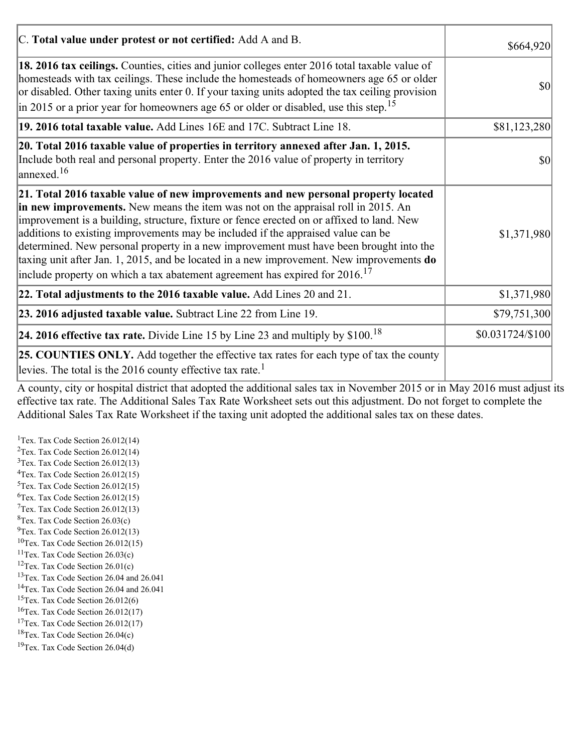| | |
|---|---|
| C. **Total value under protest or not certified:** Add A and B. | $664,920 |
| **18. 2016 tax ceilings.** Counties, cities and junior colleges enter 2016 total taxable value of homesteads with tax ceilings. These include the homesteads of homeowners age 65 or older or disabled. Other taxing units enter 0. If your taxing units adopted the tax ceiling provision in 2015 or a prior year for homeowners age 65 or older or disabled, use this step.[15] | $0 |
| **19. 2016 total taxable value.** Add Lines 16E and 17C. Subtract Line 18. | $81,123,280 |
| **20. Total 2016 taxable value of properties in territory annexed after Jan. 1, 2015.** Include both real and personal property. Enter the 2016 value of property in territory annexed.[16] | $0 |
| **21. Total 2016 taxable value of new improvements and new personal property located in new improvements.** New means the item was not on the appraisal roll in 2015. An improvement is a building, structure, fixture or fence erected on or affixed to land. New additions to existing improvements may be included if the appraised value can be determined. New personal property in a new improvement must have been brought into the taxing unit after Jan. 1, 2015, and be located in a new improvement. New improvements **do** include property on which a tax abatement agreement has expired for 2016.[17] | $1,371,980 |
| **22. Total adjustments to the 2016 taxable value.** Add Lines 20 and 21. | $1,371,980 |
| **23. 2016 adjusted taxable value.** Subtract Line 22 from Line 19. | $79,751,300 |
| **24. 2016 effective tax rate.** Divide Line 15 by Line 23 and multiply by $100.[18] | $0.031724/$100 |
| **25. COUNTIES ONLY.** Add together the effective tax rates for each type of tax the county levies. The total is the 2016 county effective tax rate.[1] | |

A county, city or hospital district that adopted the additional sales tax in November 2015 or in May 2016 must adjust its effective tax rate. The Additional Sales Tax Rate Worksheet sets out this adjustment. Do not forget to complete the Additional Sales Tax Rate Worksheet if the taxing unit adopted the additional sales tax on these dates.

[1] Tex. Tax Code Section 26.012(14)
[2] Tex. Tax Code Section 26.012(14)
[3] Tex. Tax Code Section 26.012(13)
[4] Tex. Tax Code Section 26.012(15)
[5] Tex. Tax Code Section 26.012(15)
[6] Tex. Tax Code Section 26.012(15)
[7] Tex. Tax Code Section 26.012(13)
[8] Tex. Tax Code Section 26.03(c)
[9] Tex. Tax Code Section 26.012(13)
[10] Tex. Tax Code Section 26.012(15)
[11] Tex. Tax Code Section 26.03(c)
[12] Tex. Tax Code Section 26.01(c)
[13] Tex. Tax Code Section 26.04 and 26.041
[14] Tex. Tax Code Section 26.04 and 26.041
[15] Tex. Tax Code Section 26.012(6)
[16] Tex. Tax Code Section 26.012(17)
[17] Tex. Tax Code Section 26.012(17)
[18] Tex. Tax Code Section 26.04(c)
[19] Tex. Tax Code Section 26.04(d)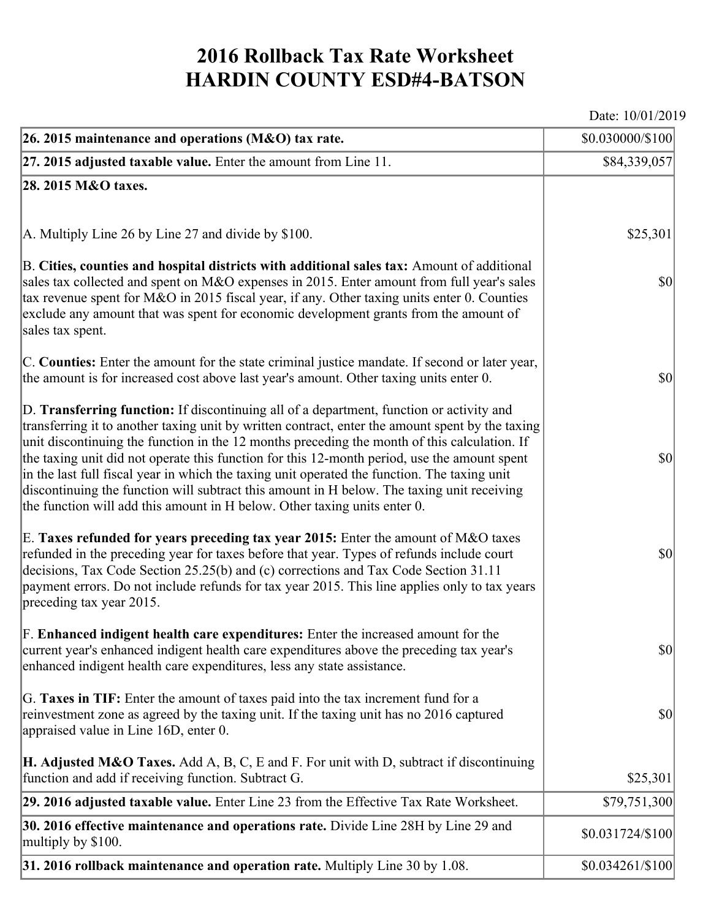# 2016 Rollback Tax Rate Worksheet
# HARDIN COUNTY ESD#4-BATSON

Date: 10/01/2019

| | |
|---|---|
| **26. 2015 maintenance and operations (M&O) tax rate.** | $0.030000/$100 |
| **27. 2015 adjusted taxable value.** Enter the amount from Line 11. | $84,339,057 |
| **28. 2015 M&O taxes.** | |
| A. Multiply Line 26 by Line 27 and divide by $100. | $25,301 |
| B. **Cities, counties and hospital districts with additional sales tax:** Amount of additional sales tax collected and spent on M&O expenses in 2015. Enter amount from full year's sales tax revenue spent for M&O in 2015 fiscal year, if any. Other taxing units enter 0. Counties exclude any amount that was spent for economic development grants from the amount of sales tax spent. | $0 |
| C. **Counties:** Enter the amount for the state criminal justice mandate. If second or later year, the amount is for increased cost above last year's amount. Other taxing units enter 0. | $0 |
| D. **Transferring function:** If discontinuing all of a department, function or activity and transferring it to another taxing unit by written contract, enter the amount spent by the taxing unit discontinuing the function in the 12 months preceding the month of this calculation. If the taxing unit did not operate this function for this 12-month period, use the amount spent in the last full fiscal year in which the taxing unit operated the function. The taxing unit discontinuing the function will subtract this amount in H below. The taxing unit receiving the function will add this amount in H below. Other taxing units enter 0. | $0 |
| E. **Taxes refunded for years preceding tax year 2015:** Enter the amount of M&O taxes refunded in the preceding year for taxes before that year. Types of refunds include court decisions, Tax Code Section 25.25(b) and (c) corrections and Tax Code Section 31.11 payment errors. Do not include refunds for tax year 2015. This line applies only to tax years preceding tax year 2015. | $0 |
| F. **Enhanced indigent health care expenditures:** Enter the increased amount for the current year's enhanced indigent health care expenditures above the preceding tax year's enhanced indigent health care expenditures, less any state assistance. | $0 |
| G. **Taxes in TIF:** Enter the amount of taxes paid into the tax increment fund for a reinvestment zone as agreed by the taxing unit. If the taxing unit has no 2016 captured appraised value in Line 16D, enter 0. | $0 |
| **H. Adjusted M&O Taxes.** Add A, B, C, E and F. For unit with D, subtract if discontinuing function and add if receiving function. Subtract G. | $25,301 |
| **29. 2016 adjusted taxable value.** Enter Line 23 from the Effective Tax Rate Worksheet. | $79,751,300 |
| **30. 2016 effective maintenance and operations rate.** Divide Line 28H by Line 29 and multiply by $100. | $0.031724/$100 |
| **31. 2016 rollback maintenance and operation rate.** Multiply Line 30 by 1.08. | $0.034261/$100 |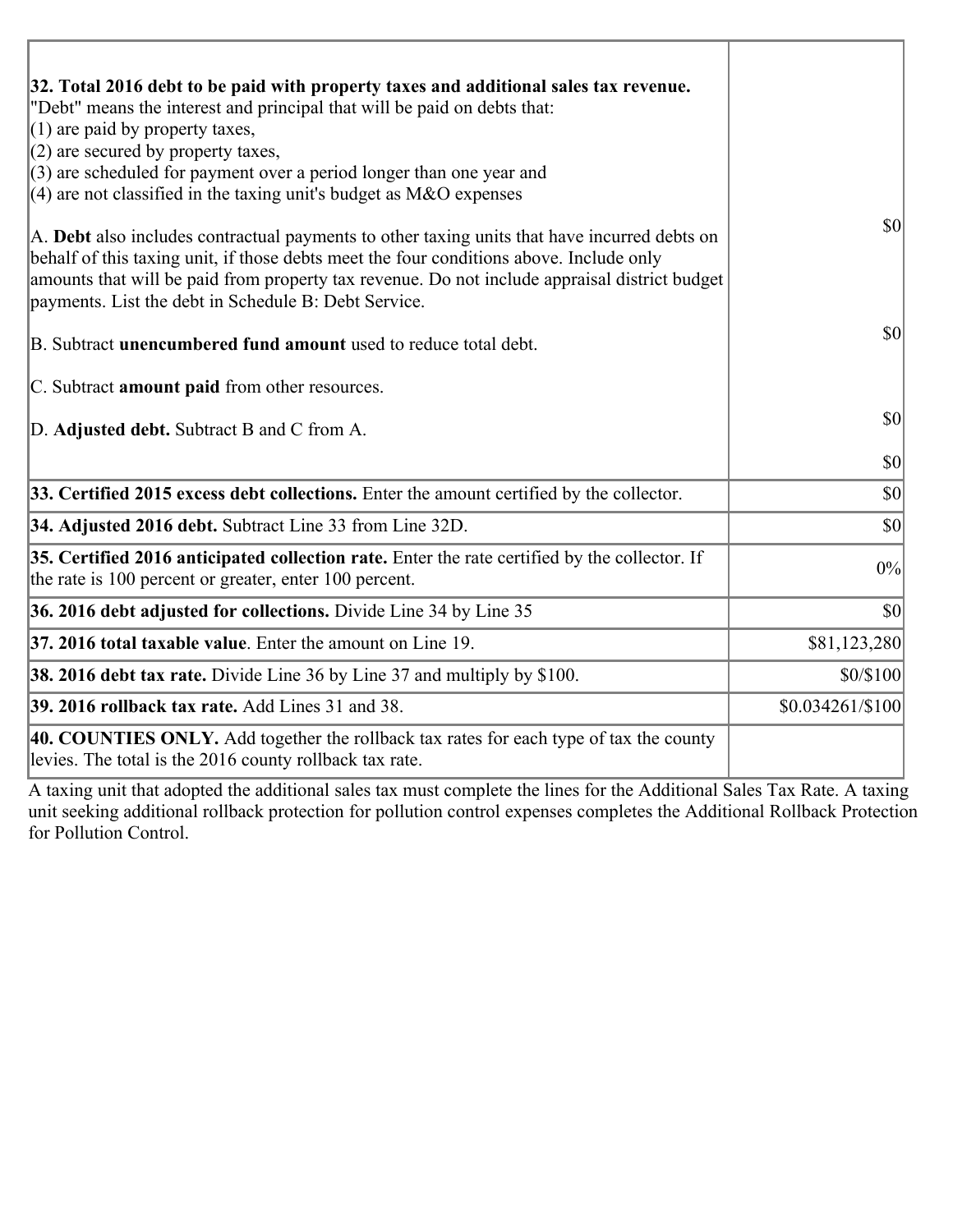| | |
|---|---|
| **32. Total 2016 debt to be paid with property taxes and additional sales tax revenue.**<br>"Debt" means the interest and principal that will be paid on debts that:<br>(1) are paid by property taxes,<br>(2) are secured by property taxes,<br>(3) are scheduled for payment over a period longer than one year and<br>(4) are not classified in the taxing unit's budget as M&O expenses<br><br>A. **Debt** also includes contractual payments to other taxing units that have incurred debts on behalf of this taxing unit, if those debts meet the four conditions above. Include only amounts that will be paid from property tax revenue. Do not include appraisal district budget payments. List the debt in Schedule B: Debt Service.<br><br>B. Subtract **unencumbered fund amount** used to reduce total debt.<br><br>C. Subtract **amount paid** from other resources.<br><br>D. **Adjusted debt.** Subtract B and C from A. | $0<br><br>$0<br><br>$0<br><br>$0 |
| **33. Certified 2015 excess debt collections.** Enter the amount certified by the collector. | $0 |
| **34. Adjusted 2016 debt.** Subtract Line 33 from Line 32D. | $0 |
| **35. Certified 2016 anticipated collection rate.** Enter the rate certified by the collector. If the rate is 100 percent or greater, enter 100 percent. | 0% |
| **36. 2016 debt adjusted for collections.** Divide Line 34 by Line 35 | $0 |
| **37. 2016 total taxable value**. Enter the amount on Line 19. | $81,123,280 |
| **38. 2016 debt tax rate.** Divide Line 36 by Line 37 and multiply by $100. | $0/$100 |
| **39. 2016 rollback tax rate.** Add Lines 31 and 38. | $0.034261/$100 |
| **40. COUNTIES ONLY.** Add together the rollback tax rates for each type of tax the county levies. The total is the 2016 county rollback tax rate. | |

A taxing unit that adopted the additional sales tax must complete the lines for the Additional Sales Tax Rate. A taxing unit seeking additional rollback protection for pollution control expenses completes the Additional Rollback Protection for Pollution Control.